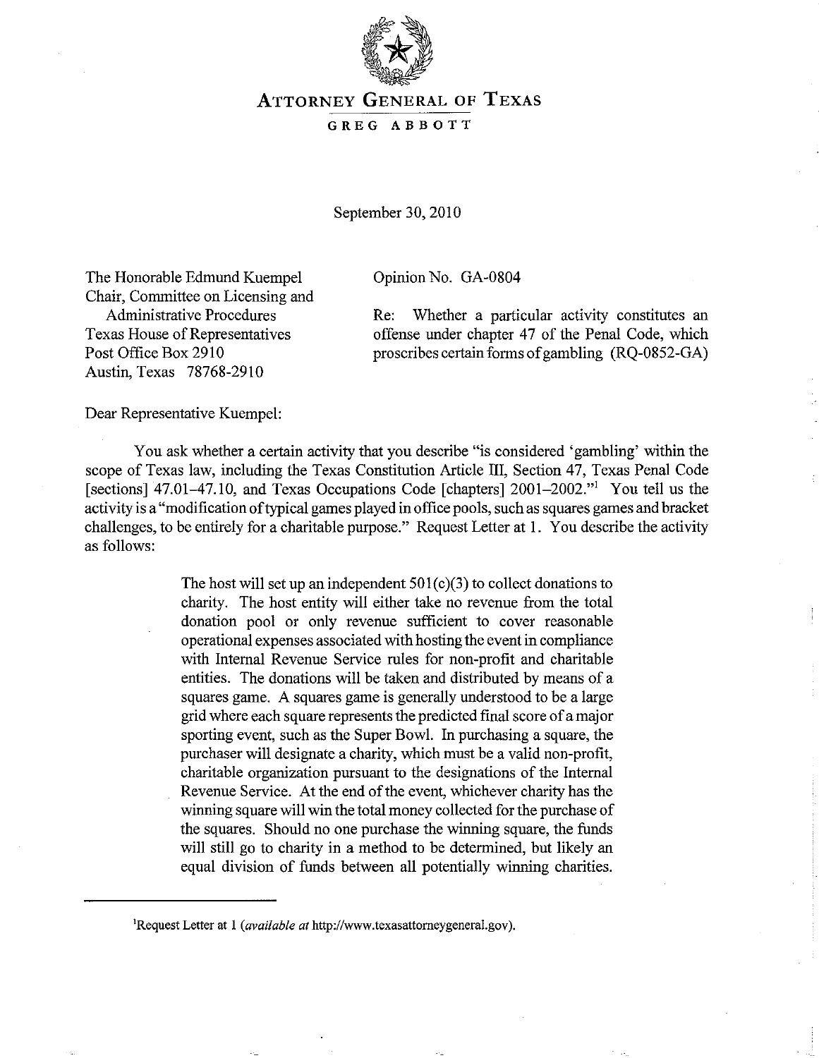# ATTORNEY GENERAL OF TEXAS

GREG ABBOTT

September 30, 2010

The Honorable Edmund Kuempel
Chair, Committee on Licensing and
Administrative Procedures
Texas House of Representatives
Post Office Box 2910
Austin, Texas 78768-2910

Opinion No. GA-0804

Re: Whether a particular activity constitutes an offense under chapter 47 of the Penal Code, which proscribes certain forms of gambling (RQ-0852-GA)

Dear Representative Kuempel:

You ask whether a certain activity that you describe "is considered 'gambling' within the scope of Texas law, including the Texas Constitution Article III, Section 47, Texas Penal Code [sections] 47.01–47.10, and Texas Occupations Code [chapters] 2001–2002."[1] You tell us the activity is a "modification of typical games played in office pools, such as squares games and bracket challenges, to be entirely for a charitable purpose." Request Letter at 1. You describe the activity as follows:

> The host will set up an independent 501(c)(3) to collect donations to charity. The host entity will either take no revenue from the total donation pool or only revenue sufficient to cover reasonable operational expenses associated with hosting the event in compliance with Internal Revenue Service rules for non-profit and charitable entities. The donations will be taken and distributed by means of a squares game. A squares game is generally understood to be a large grid where each square represents the predicted final score of a major sporting event, such as the Super Bowl. In purchasing a square, the purchaser will designate a charity, which must be a valid non-profit, charitable organization pursuant to the designations of the Internal Revenue Service. At the end of the event, whichever charity has the winning square will win the total money collected for the purchase of the squares. Should no one purchase the winning square, the funds will still go to charity in a method to be determined, but likely an equal division of funds between all potentially winning charities.

---

[1] Request Letter at 1 (*available at* http://www.texasattorneygeneral.gov).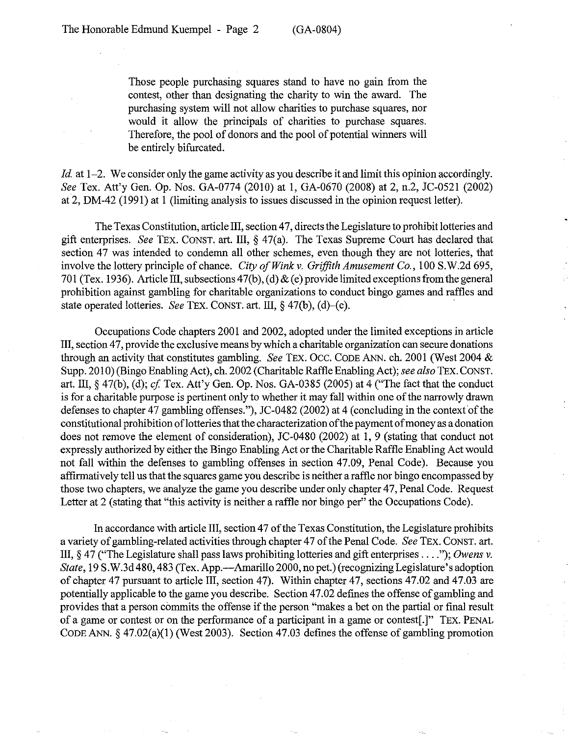> Those people purchasing squares stand to have no gain from the contest, other than designating the charity to win the award. The purchasing system will not allow charities to purchase squares, nor would it allow the principals of charities to purchase squares. Therefore, the pool of donors and the pool of potential winners will be entirely bifurcated.

*Id.* at 1–2. We consider only the game activity as you describe it and limit this opinion accordingly. *See* Tex. Att'y Gen. Op. Nos. GA-0774 (2010) at 1, GA-0670 (2008) at 2, n.2, JC-0521 (2002) at 2, DM-42 (1991) at 1 (limiting analysis to issues discussed in the opinion request letter).

The Texas Constitution, article III, section 47, directs the Legislature to prohibit lotteries and gift enterprises. *See* TEX. CONST. art. III, § 47(a). The Texas Supreme Court has declared that section 47 was intended to condemn all other schemes, even though they are not lotteries, that involve the lottery principle of chance. *City of Wink v. Griffith Amusement Co.*, 100 S.W.2d 695, 701 (Tex. 1936). Article III, subsections 47(b), (d) & (e) provide limited exceptions from the general prohibition against gambling for charitable organizations to conduct bingo games and raffles and state operated lotteries. *See* TEX. CONST. art. III, § 47(b), (d)–(e).

Occupations Code chapters 2001 and 2002, adopted under the limited exceptions in article III, section 47, provide the exclusive means by which a charitable organization can secure donations through an activity that constitutes gambling. *See* TEX. OCC. CODE ANN. ch. 2001 (West 2004 & Supp. 2010) (Bingo Enabling Act), ch. 2002 (Charitable Raffle Enabling Act); *see also* TEX. CONST. art. III, § 47(b), (d); *cf.* Tex. Att'y Gen. Op. Nos. GA-0385 (2005) at 4 ("The fact that the conduct is for a charitable purpose is pertinent only to whether it may fall within one of the narrowly drawn defenses to chapter 47 gambling offenses."), JC-0482 (2002) at 4 (concluding in the context of the constitutional prohibition of lotteries that the characterization of the payment of money as a donation does not remove the element of consideration), JC-0480 (2002) at 1, 9 (stating that conduct not expressly authorized by either the Bingo Enabling Act or the Charitable Raffle Enabling Act would not fall within the defenses to gambling offenses in section 47.09, Penal Code). Because you affirmatively tell us that the squares game you describe is neither a raffle nor bingo encompassed by those two chapters, we analyze the game you describe under only chapter 47, Penal Code. Request Letter at 2 (stating that "this activity is neither a raffle nor bingo per" the Occupations Code).

In accordance with article III, section 47 of the Texas Constitution, the Legislature prohibits a variety of gambling-related activities through chapter 47 of the Penal Code. *See* TEX. CONST. art. III, § 47 ("The Legislature shall pass laws prohibiting lotteries and gift enterprises . . . ."); *Owens v. State*, 19 S.W.3d 480, 483 (Tex. App.—Amarillo 2000, no pet.) (recognizing Legislature's adoption of chapter 47 pursuant to article III, section 47). Within chapter 47, sections 47.02 and 47.03 are potentially applicable to the game you describe. Section 47.02 defines the offense of gambling and provides that a person commits the offense if the person "makes a bet on the partial or final result of a game or contest or on the performance of a participant in a game or contest[.]" TEX. PENAL CODE ANN. § 47.02(a)(1) (West 2003). Section 47.03 defines the offense of gambling promotion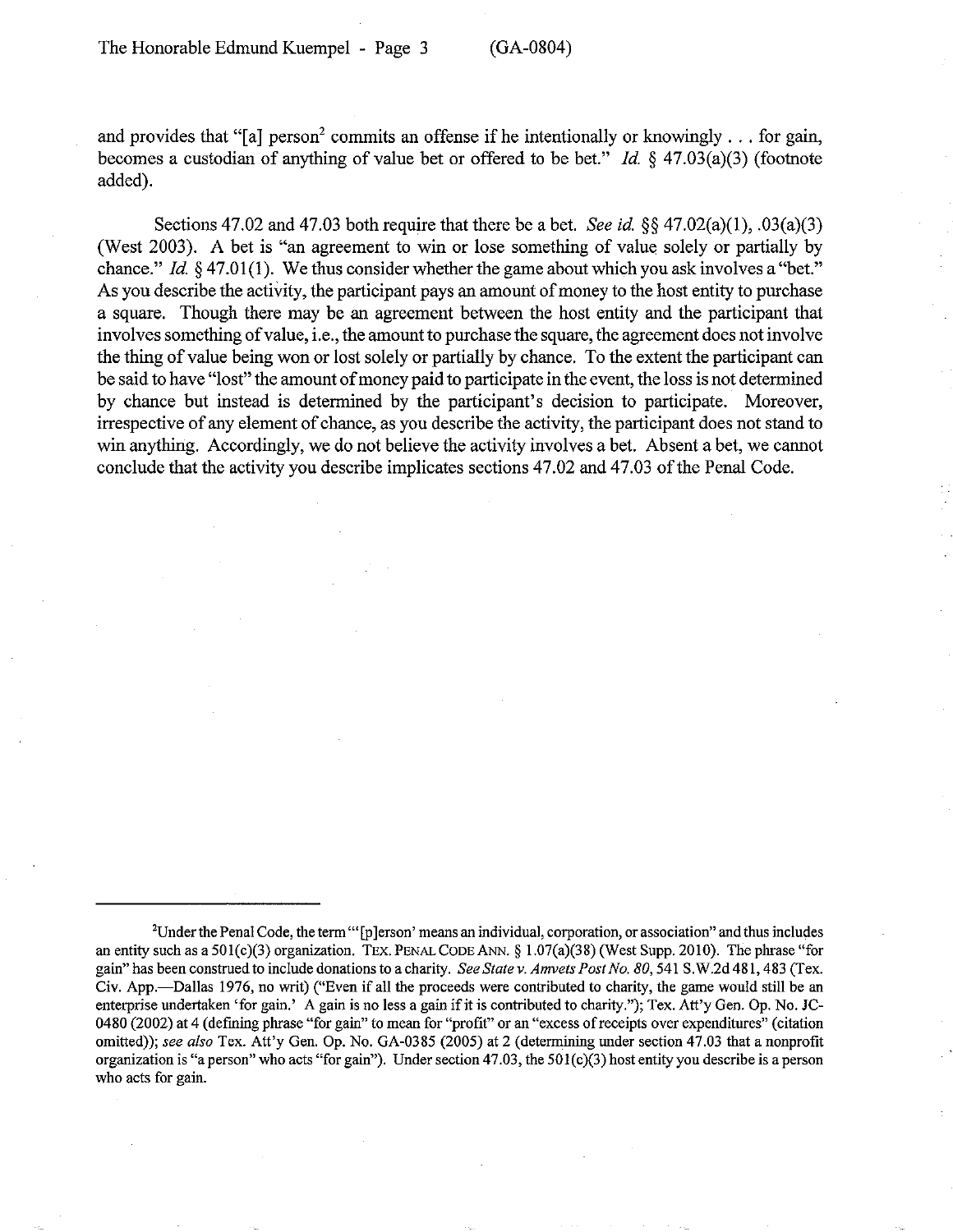and provides that "[a] person[2] commits an offense if he intentionally or knowingly . . . for gain, becomes a custodian of anything of value bet or offered to be bet." *Id.* § 47.03(a)(3) (footnote added).

Sections 47.02 and 47.03 both require that there be a bet. *See id.* §§ 47.02(a)(1), .03(a)(3) (West 2003). A bet is "an agreement to win or lose something of value solely or partially by chance." *Id.* § 47.01(1). We thus consider whether the game about which you ask involves a "bet." As you describe the activity, the participant pays an amount of money to the host entity to purchase a square. Though there may be an agreement between the host entity and the participant that involves something of value, i.e., the amount to purchase the square, the agreement does not involve the thing of value being won or lost solely or partially by chance. To the extent the participant can be said to have "lost" the amount of money paid to participate in the event, the loss is not determined by chance but instead is determined by the participant's decision to participate. Moreover, irrespective of any element of chance, as you describe the activity, the participant does not stand to win anything. Accordingly, we do not believe the activity involves a bet. Absent a bet, we cannot conclude that the activity you describe implicates sections 47.02 and 47.03 of the Penal Code.

---

[2]Under the Penal Code, the term "'[p]erson' means an individual, corporation, or association" and thus includes an entity such as a 501(c)(3) organization. TEX. PENAL CODE ANN. § 1.07(a)(38) (West Supp. 2010). The phrase "for gain" has been construed to include donations to a charity. *See State v. Amvets Post No. 80*, 541 S.W.2d 481, 483 (Tex. Civ. App.—Dallas 1976, no writ) ("Even if all the proceeds were contributed to charity, the game would still be an enterprise undertaken 'for gain.' A gain is no less a gain if it is contributed to charity."); Tex. Att'y Gen. Op. No. JC-0480 (2002) at 4 (defining phrase "for gain" to mean for "profit" or an "excess of receipts over expenditures" (citation omitted)); *see also* Tex. Att'y Gen. Op. No. GA-0385 (2005) at 2 (determining under section 47.03 that a nonprofit organization is "a person" who acts "for gain"). Under section 47.03, the 501(c)(3) host entity you describe is a person who acts for gain.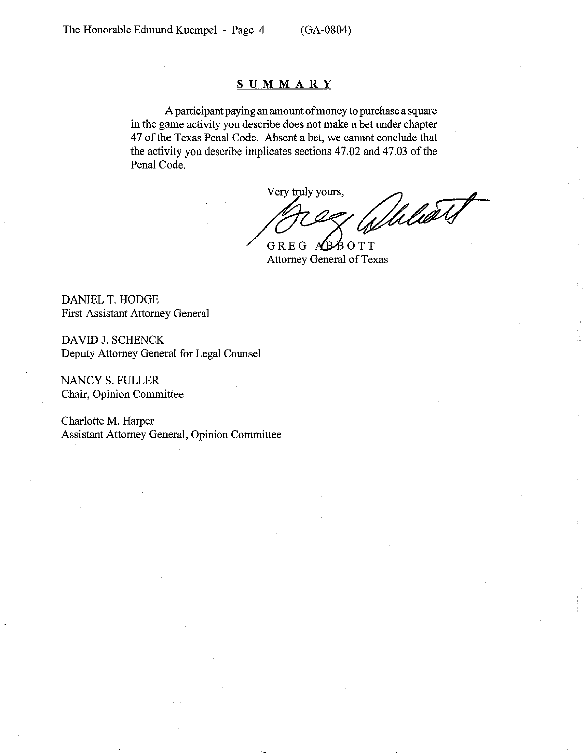## SUMMARY

A participant paying an amount of money to purchase a square in the game activity you describe does not make a bet under chapter 47 of the Texas Penal Code. Absent a bet, we cannot conclude that the activity you describe implicates sections 47.02 and 47.03 of the Penal Code.

Very truly yours,

GREG ABBOTT
Attorney General of Texas

DANIEL T. HODGE
First Assistant Attorney General

DAVID J. SCHENCK
Deputy Attorney General for Legal Counsel

NANCY S. FULLER
Chair, Opinion Committee

Charlotte M. Harper
Assistant Attorney General, Opinion Committee